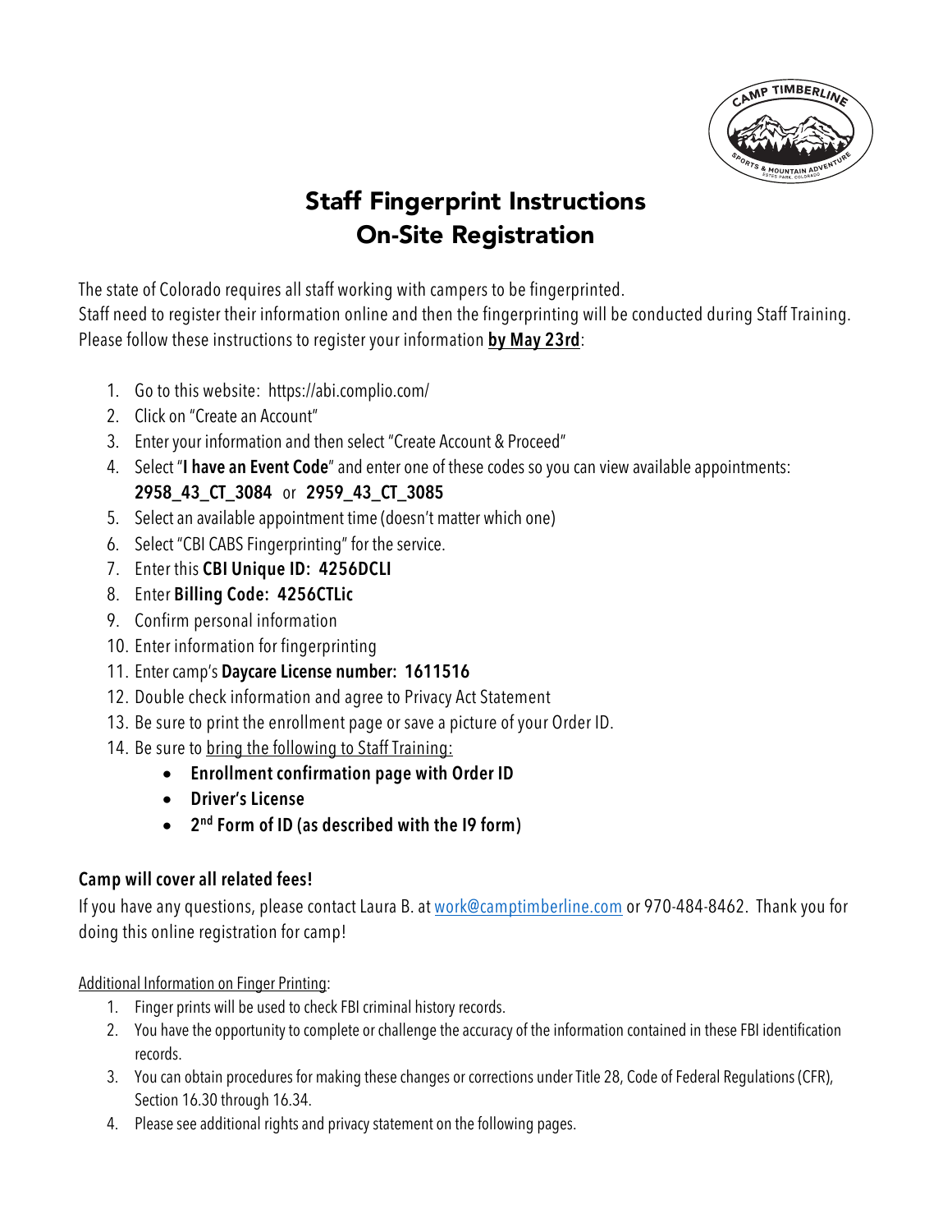# Staff Fingerprint Instructions
# On-Site Registration

The state of Colorado requires all staff working with campers to be fingerprinted.
Staff need to register their information online and then the fingerprinting will be conducted during Staff Training.
Please follow these instructions to register your information **by May 23rd**:

1. Go to this website: https://abi.complio.com/
2. Click on "Create an Account"
3. Enter your information and then select "Create Account & Proceed"
4. Select "**I have an Event Code**" and enter one of these codes so you can view available appointments: **2958_43_CT_3084** or **2959_43_CT_3085**
5. Select an available appointment time (doesn't matter which one)
6. Select "CBI CABS Fingerprinting" for the service.
7. Enter this **CBI Unique ID: 4256DCLI**
8. Enter **Billing Code: 4256CTLic**
9. Confirm personal information
10. Enter information for fingerprinting
11. Enter camp's **Daycare License number: 1611516**
12. Double check information and agree to Privacy Act Statement
13. Be sure to print the enrollment page or save a picture of your Order ID.
14. Be sure to bring the following to Staff Training:
    - **Enrollment confirmation page with Order ID**
    - **Driver's License**
    - **2nd Form of ID (as described with the I9 form)**

**Camp will cover all related fees!**

If you have any questions, please contact Laura B. at work@camptimberline.com or 970-484-8462. Thank you for doing this online registration for camp!

Additional Information on Finger Printing:

1. Finger prints will be used to check FBI criminal history records.
2. You have the opportunity to complete or challenge the accuracy of the information contained in these FBI identification records.
3. You can obtain procedures for making these changes or corrections under Title 28, Code of Federal Regulations (CFR), Section 16.30 through 16.34.
4. Please see additional rights and privacy statement on the following pages.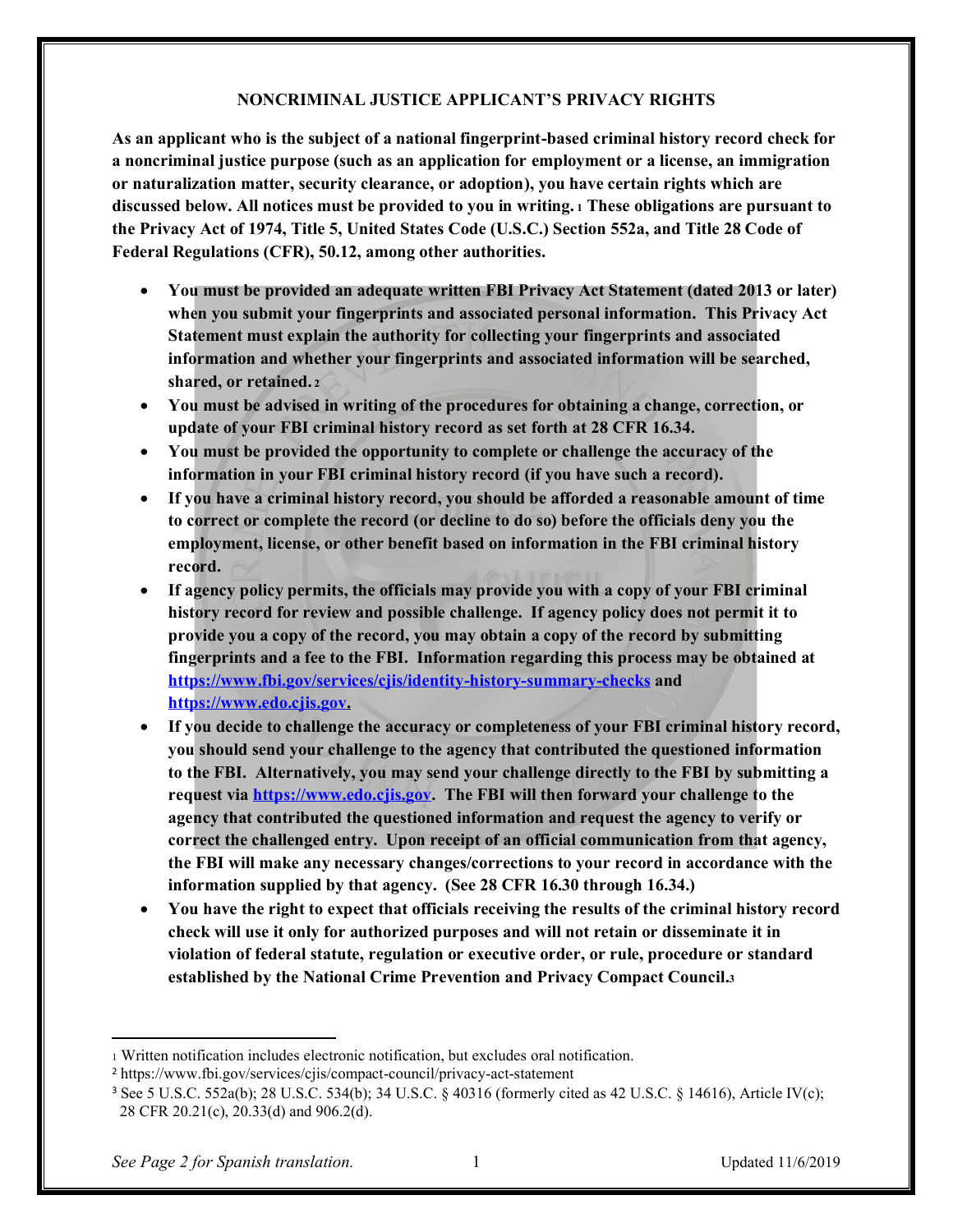## NONCRIMINAL JUSTICE APPLICANT'S PRIVACY RIGHTS

**As an applicant who is the subject of a national fingerprint-based criminal history record check for a noncriminal justice purpose (such as an application for employment or a license, an immigration or naturalization matter, security clearance, or adoption), you have certain rights which are discussed below. All notices must be provided to you in writing.[1] These obligations are pursuant to the Privacy Act of 1974, Title 5, United States Code (U.S.C.) Section 552a, and Title 28 Code of Federal Regulations (CFR), 50.12, among other authorities.**

- **You must be provided an adequate written FBI Privacy Act Statement (dated 2013 or later) when you submit your fingerprints and associated personal information. This Privacy Act Statement must explain the authority for collecting your fingerprints and associated information and whether your fingerprints and associated information will be searched, shared, or retained.[2]**
- **You must be advised in writing of the procedures for obtaining a change, correction, or update of your FBI criminal history record as set forth at 28 CFR 16.34.**
- **You must be provided the opportunity to complete or challenge the accuracy of the information in your FBI criminal history record (if you have such a record).**
- **If you have a criminal history record, you should be afforded a reasonable amount of time to correct or complete the record (or decline to do so) before the officials deny you the employment, license, or other benefit based on information in the FBI criminal history record.**
- **If agency policy permits, the officials may provide you with a copy of your FBI criminal history record for review and possible challenge. If agency policy does not permit it to provide you a copy of the record, you may obtain a copy of the record by submitting fingerprints and a fee to the FBI. Information regarding this process may be obtained at [https://www.fbi.gov/services/cjis/identity-history-summary-checks](https://www.fbi.gov/services/cjis/identity-history-summary-checks) and [https://www.edo.cjis.gov](https://www.edo.cjis.gov).**
- **If you decide to challenge the accuracy or completeness of your FBI criminal history record, you should send your challenge to the agency that contributed the questioned information to the FBI. Alternatively, you may send your challenge directly to the FBI by submitting a request via [https://www.edo.cjis.gov](https://www.edo.cjis.gov). The FBI will then forward your challenge to the agency that contributed the questioned information and request the agency to verify or correct the challenged entry. Upon receipt of an official communication from that agency, the FBI will make any necessary changes/corrections to your record in accordance with the information supplied by that agency. (See 28 CFR 16.30 through 16.34.)**
- **You have the right to expect that officials receiving the results of the criminal history record check will use it only for authorized purposes and will not retain or disseminate it in violation of federal statute, regulation or executive order, or rule, procedure or standard established by the National Crime Prevention and Privacy Compact Council.[3]**

---

[1] Written notification includes electronic notification, but excludes oral notification.

[2] https://www.fbi.gov/services/cjis/compact-council/privacy-act-statement

[3] See 5 U.S.C. 552a(b); 28 U.S.C. 534(b); 34 U.S.C. § 40316 (formerly cited as 42 U.S.C. § 14616), Article IV(c); 28 CFR 20.21(c), 20.33(d) and 906.2(d).

*See Page 2 for Spanish translation.* Updated 11/6/2019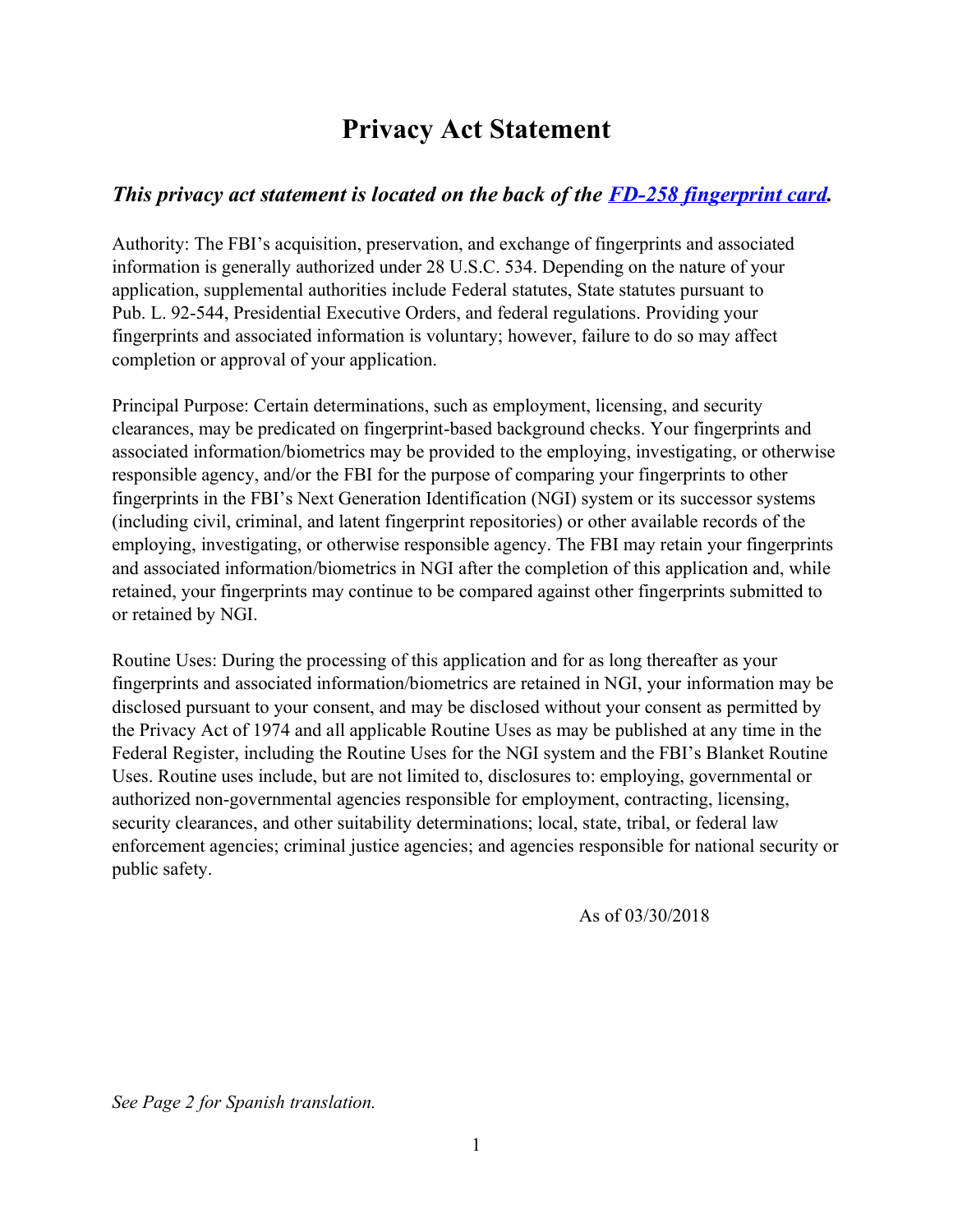# Privacy Act Statement

***This privacy act statement is located on the back of the FD-258 fingerprint card.***

Authority: The FBI's acquisition, preservation, and exchange of fingerprints and associated information is generally authorized under 28 U.S.C. 534. Depending on the nature of your application, supplemental authorities include Federal statutes, State statutes pursuant to Pub. L. 92-544, Presidential Executive Orders, and federal regulations. Providing your fingerprints and associated information is voluntary; however, failure to do so may affect completion or approval of your application.

Principal Purpose: Certain determinations, such as employment, licensing, and security clearances, may be predicated on fingerprint-based background checks. Your fingerprints and associated information/biometrics may be provided to the employing, investigating, or otherwise responsible agency, and/or the FBI for the purpose of comparing your fingerprints to other fingerprints in the FBI's Next Generation Identification (NGI) system or its successor systems (including civil, criminal, and latent fingerprint repositories) or other available records of the employing, investigating, or otherwise responsible agency. The FBI may retain your fingerprints and associated information/biometrics in NGI after the completion of this application and, while retained, your fingerprints may continue to be compared against other fingerprints submitted to or retained by NGI.

Routine Uses: During the processing of this application and for as long thereafter as your fingerprints and associated information/biometrics are retained in NGI, your information may be disclosed pursuant to your consent, and may be disclosed without your consent as permitted by the Privacy Act of 1974 and all applicable Routine Uses as may be published at any time in the Federal Register, including the Routine Uses for the NGI system and the FBI's Blanket Routine Uses. Routine uses include, but are not limited to, disclosures to: employing, governmental or authorized non-governmental agencies responsible for employment, contracting, licensing, security clearances, and other suitability determinations; local, state, tribal, or federal law enforcement agencies; criminal justice agencies; and agencies responsible for national security or public safety.

As of 03/30/2018

*See Page 2 for Spanish translation.*